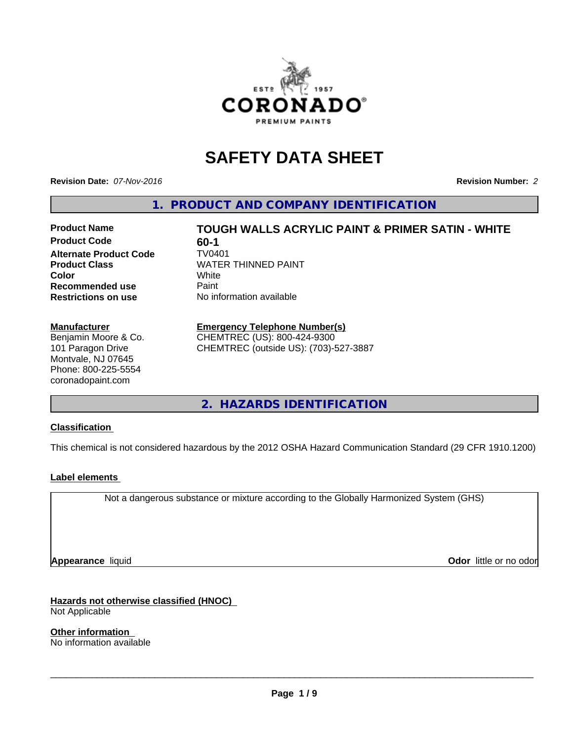# SAFETY DATA SHEET

**Revision Date:** *07-Nov-2016* **Revision Number:** *2*

## 1. PRODUCT AND COMPANY IDENTIFICATION

| | |
|---|---|
| **Product Name** | **TOUGH WALLS ACRYLIC PAINT & PRIMER SATIN - WHITE** |
| **Product Code** | **60-1** |
| **Alternate Product Code** | TV0401 |
| **Product Class** | WATER THINNED PAINT |
| **Color** | White |
| **Recommended use** | Paint |
| **Restrictions on use** | No information available |

**Manufacturer**
Benjamin Moore & Co.
101 Paragon Drive
Montvale, NJ 07645
Phone: 800-225-5554
coronadopaint.com

**Emergency Telephone Number(s)**
CHEMTREC (US): 800-424-9300
CHEMTREC (outside US): (703)-527-3887

## 2. HAZARDS IDENTIFICATION

**Classification**

This chemical is not considered hazardous by the 2012 OSHA Hazard Communication Standard (29 CFR 1910.1200)

**Label elements**

Not a dangerous substance or mixture according to the Globally Harmonized System (GHS)

**Appearance** liquid **Odor** little or no odor

**Hazards not otherwise classified (HNOC)**
Not Applicable

**Other information**
No information available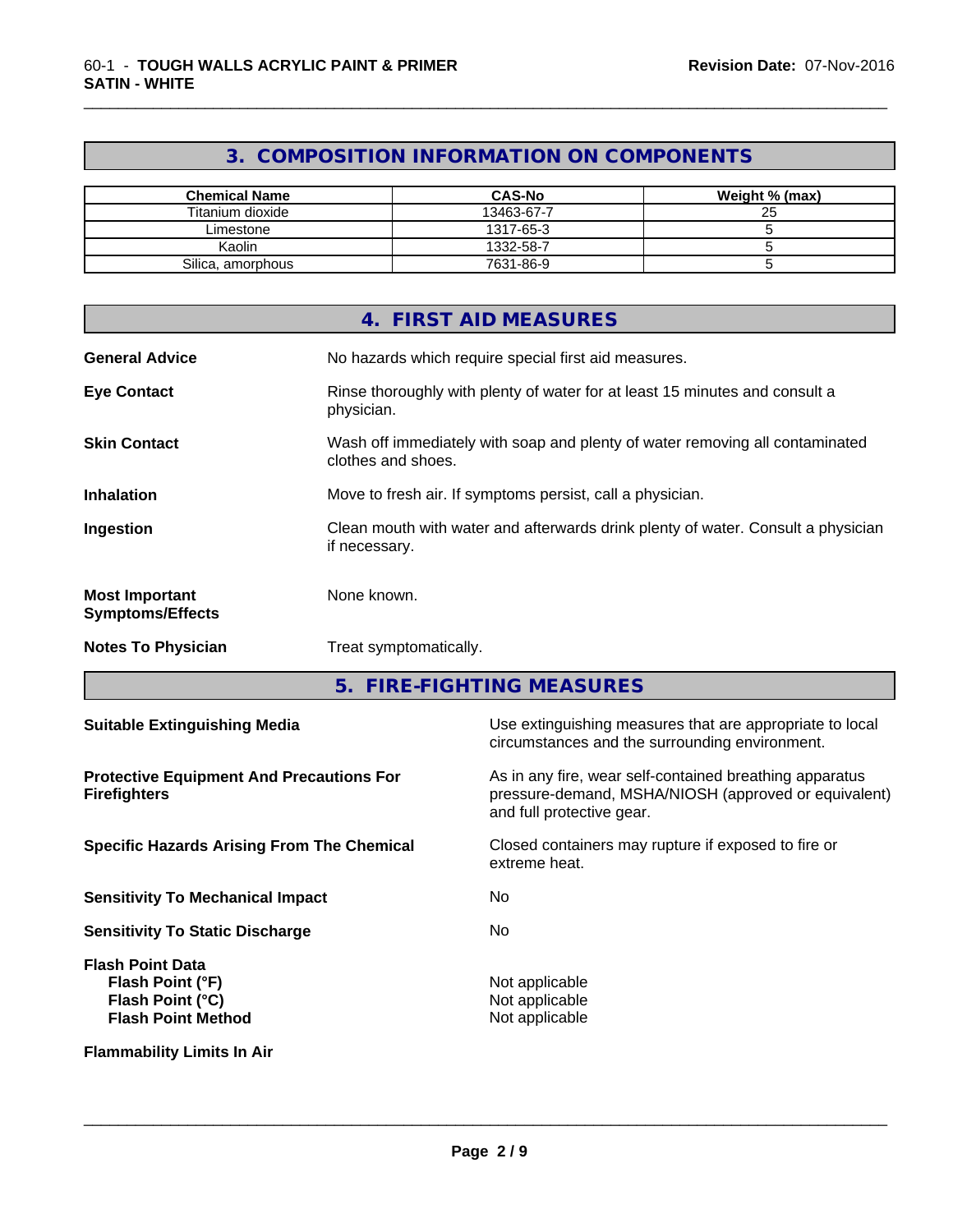## 3. COMPOSITION INFORMATION ON COMPONENTS

| Chemical Name | CAS-No | Weight % (max) |
|---|---|---|
| Titanium dioxide | 13463-67-7 | 25 |
| Limestone | 1317-65-3 | 5 |
| Kaolin | 1332-58-7 | 5 |
| Silica, amorphous | 7631-86-9 | 5 |

## 4. FIRST AID MEASURES

**General Advice** No hazards which require special first aid measures.

**Eye Contact** Rinse thoroughly with plenty of water for at least 15 minutes and consult a physician.

**Skin Contact** Wash off immediately with soap and plenty of water removing all contaminated clothes and shoes.

**Inhalation** Move to fresh air. If symptoms persist, call a physician.

**Ingestion** Clean mouth with water and afterwards drink plenty of water. Consult a physician if necessary.

**Most Important Symptoms/Effects** None known.

**Notes To Physician** Treat symptomatically.

## 5. FIRE-FIGHTING MEASURES

**Suitable Extinguishing Media** Use extinguishing measures that are appropriate to local circumstances and the surrounding environment.

**Protective Equipment And Precautions For Firefighters** As in any fire, wear self-contained breathing apparatus pressure-demand, MSHA/NIOSH (approved or equivalent) and full protective gear.

**Specific Hazards Arising From The Chemical** Closed containers may rupture if exposed to fire or extreme heat.

**Sensitivity To Mechanical Impact** No

**Sensitivity To Static Discharge** No

**Flash Point Data**
**Flash Point (°F)** Not applicable
**Flash Point (°C)** Not applicable
**Flash Point Method** Not applicable

**Flammability Limits In Air**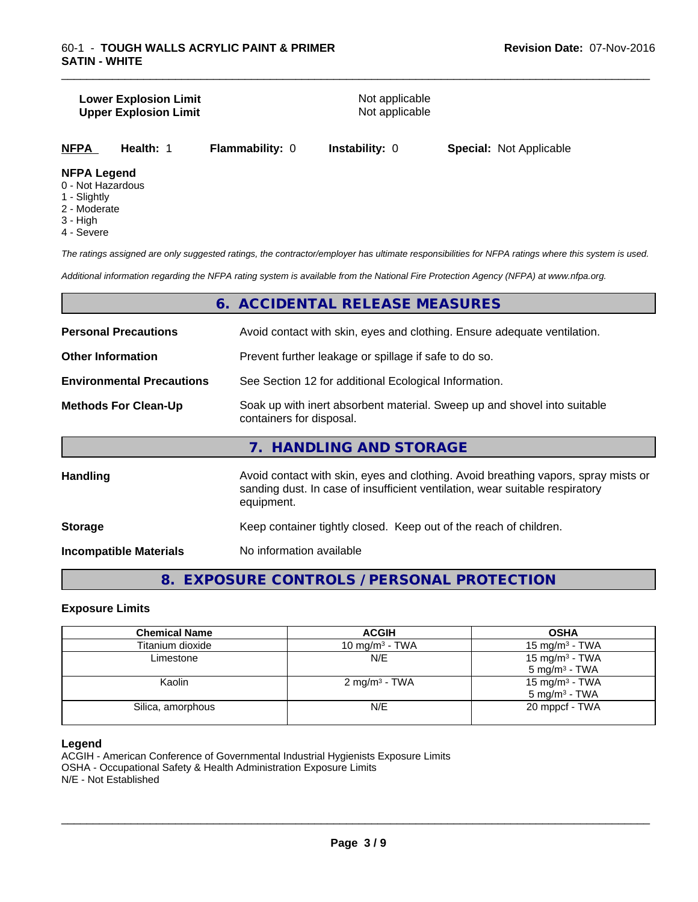| | |
|---|---|
| **Lower Explosion Limit** | Not applicable |
| **Upper Explosion Limit** | Not applicable |

**NFPA** **Health:** 1 **Flammability:** 0 **Instability:** 0 **Special:** Not Applicable

**NFPA Legend**
0 - Not Hazardous
1 - Slightly
2 - Moderate
3 - High
4 - Severe

*The ratings assigned are only suggested ratings, the contractor/employer has ultimate responsibilities for NFPA ratings where this system is used.*

*Additional information regarding the NFPA rating system is available from the National Fire Protection Agency (NFPA) at www.nfpa.org.*

## 6. ACCIDENTAL RELEASE MEASURES

| | |
|---|---|
| **Personal Precautions** | Avoid contact with skin, eyes and clothing. Ensure adequate ventilation. |
| **Other Information** | Prevent further leakage or spillage if safe to do so. |
| **Environmental Precautions** | See Section 12 for additional Ecological Information. |
| **Methods For Clean-Up** | Soak up with inert absorbent material. Sweep up and shovel into suitable containers for disposal. |

## 7. HANDLING AND STORAGE

| | |
|---|---|
| **Handling** | Avoid contact with skin, eyes and clothing. Avoid breathing vapors, spray mists or sanding dust. In case of insufficient ventilation, wear suitable respiratory equipment. |
| **Storage** | Keep container tightly closed. Keep out of the reach of children. |
| **Incompatible Materials** | No information available |

## 8. EXPOSURE CONTROLS / PERSONAL PROTECTION

### Exposure Limits

| Chemical Name | ACGIH | OSHA |
|---|---|---|
| Titanium dioxide | 10 mg/m³ - TWA | 15 mg/m³ - TWA |
| Limestone | N/E | 15 mg/m³ - TWA<br>5 mg/m³ - TWA |
| Kaolin | 2 mg/m³ - TWA | 15 mg/m³ - TWA<br>5 mg/m³ - TWA |
| Silica, amorphous | N/E | 20 mppcf - TWA |

**Legend**
ACGIH - American Conference of Governmental Industrial Hygienists Exposure Limits
OSHA - Occupational Safety & Health Administration Exposure Limits
N/E - Not Established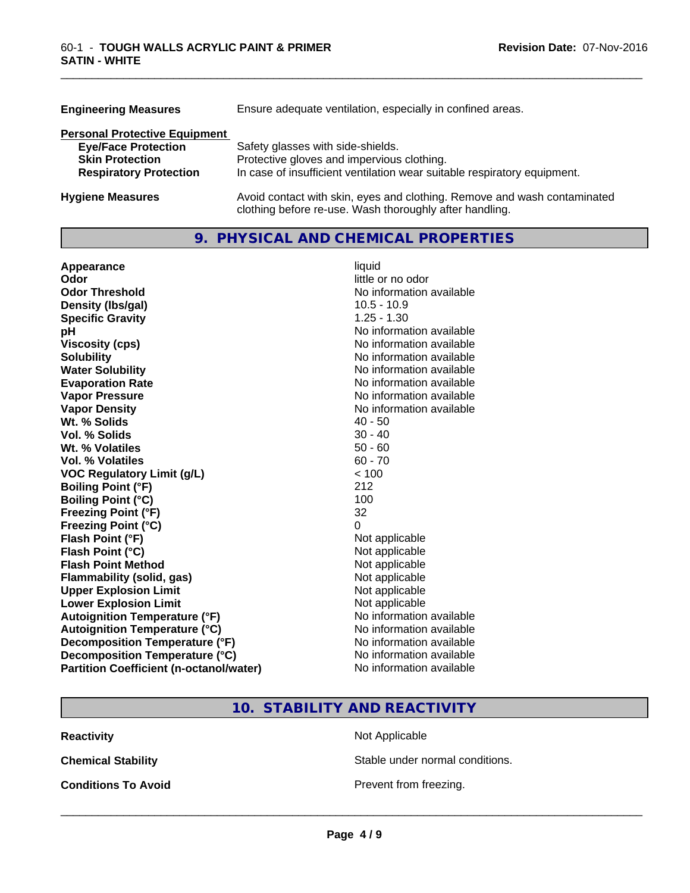| | |
|---|---|
| **Engineering Measures** | Ensure adequate ventilation, especially in confined areas. |

**Personal Protective Equipment**

| | |
|---|---|
| **Eye/Face Protection** | Safety glasses with side-shields. |
| **Skin Protection** | Protective gloves and impervious clothing. |
| **Respiratory Protection** | In case of insufficient ventilation wear suitable respiratory equipment. |
| **Hygiene Measures** | Avoid contact with skin, eyes and clothing. Remove and wash contaminated clothing before re-use. Wash thoroughly after handling. |

## 9. PHYSICAL AND CHEMICAL PROPERTIES

| | |
|---|---|
| **Appearance** | liquid |
| **Odor** | little or no odor |
| **Odor Threshold** | No information available |
| **Density (lbs/gal)** | 10.5 - 10.9 |
| **Specific Gravity** | 1.25 - 1.30 |
| **pH** | No information available |
| **Viscosity (cps)** | No information available |
| **Solubility** | No information available |
| **Water Solubility** | No information available |
| **Evaporation Rate** | No information available |
| **Vapor Pressure** | No information available |
| **Vapor Density** | No information available |
| **Wt. % Solids** | 40 - 50 |
| **Vol. % Solids** | 30 - 40 |
| **Wt. % Volatiles** | 50 - 60 |
| **Vol. % Volatiles** | 60 - 70 |
| **VOC Regulatory Limit (g/L)** | < 100 |
| **Boiling Point (°F)** | 212 |
| **Boiling Point (°C)** | 100 |
| **Freezing Point (°F)** | 32 |
| **Freezing Point (°C)** | 0 |
| **Flash Point (°F)** | Not applicable |
| **Flash Point (°C)** | Not applicable |
| **Flash Point Method** | Not applicable |
| **Flammability (solid, gas)** | Not applicable |
| **Upper Explosion Limit** | Not applicable |
| **Lower Explosion Limit** | Not applicable |
| **Autoignition Temperature (°F)** | No information available |
| **Autoignition Temperature (°C)** | No information available |
| **Decomposition Temperature (°F)** | No information available |
| **Decomposition Temperature (°C)** | No information available |
| **Partition Coefficient (n-octanol/water)** | No information available |

## 10. STABILITY AND REACTIVITY

| | |
|---|---|
| **Reactivity** | Not Applicable |
| **Chemical Stability** | Stable under normal conditions. |
| **Conditions To Avoid** | Prevent from freezing. |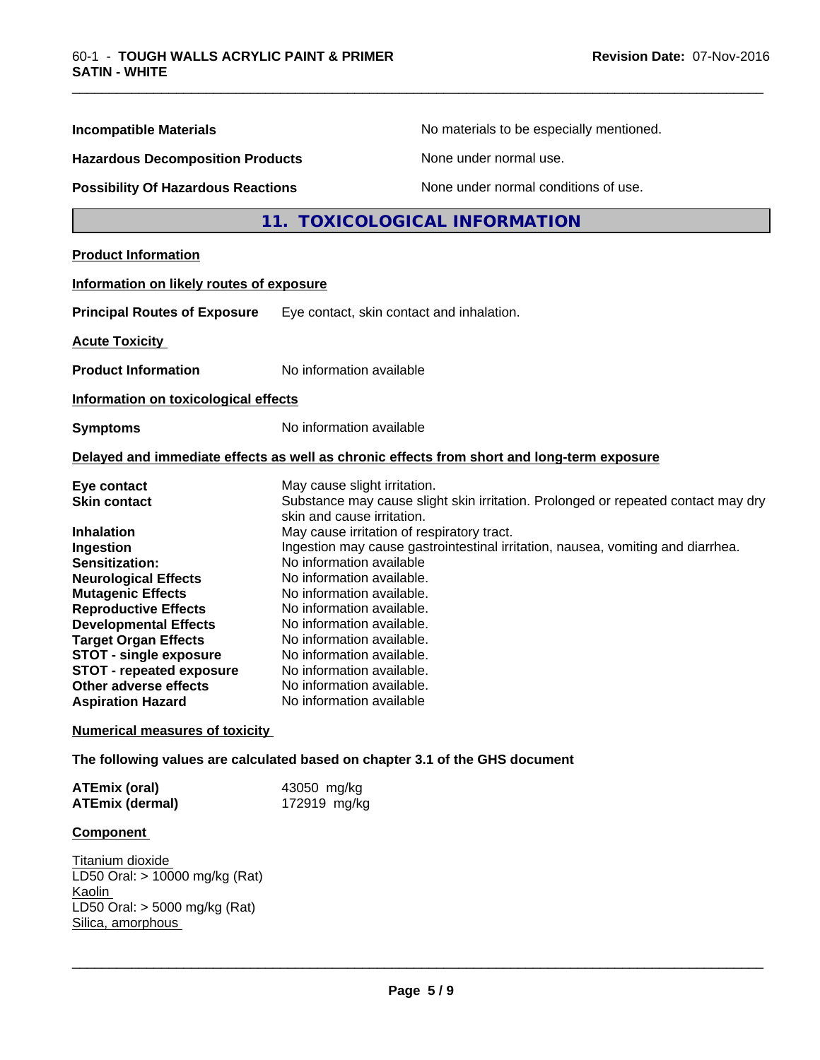| | |
|---|---|
| **Incompatible Materials** | No materials to be especially mentioned. |
| **Hazardous Decomposition Products** | None under normal use. |
| **Possibility Of Hazardous Reactions** | None under normal conditions of use. |

## 11. TOXICOLOGICAL INFORMATION

**Product Information**

**Information on likely routes of exposure**

**Principal Routes of Exposure** Eye contact, skin contact and inhalation.

**Acute Toxicity**

**Product Information** No information available

**Information on toxicological effects**

**Symptoms** No information available

**Delayed and immediate effects as well as chronic effects from short and long-term exposure**

| | |
|---|---|
| **Eye contact** | May cause slight irritation. |
| **Skin contact** | Substance may cause slight skin irritation. Prolonged or repeated contact may dry skin and cause irritation. |
| **Inhalation** | May cause irritation of respiratory tract. |
| **Ingestion** | Ingestion may cause gastrointestinal irritation, nausea, vomiting and diarrhea. |
| **Sensitization:** | No information available |
| **Neurological Effects** | No information available. |
| **Mutagenic Effects** | No information available. |
| **Reproductive Effects** | No information available. |
| **Developmental Effects** | No information available. |
| **Target Organ Effects** | No information available. |
| **STOT - single exposure** | No information available. |
| **STOT - repeated exposure** | No information available. |
| **Other adverse effects** | No information available. |
| **Aspiration Hazard** | No information available |

**Numerical measures of toxicity**

**The following values are calculated based on chapter 3.1 of the GHS document**

| | |
|---|---|
| **ATEmix (oral)** | 43050 mg/kg |
| **ATEmix (dermal)** | 172919 mg/kg |

**Component**

Titanium dioxide
LD50 Oral: > 10000 mg/kg (Rat)
Kaolin
LD50 Oral: > 5000 mg/kg (Rat)
Silica, amorphous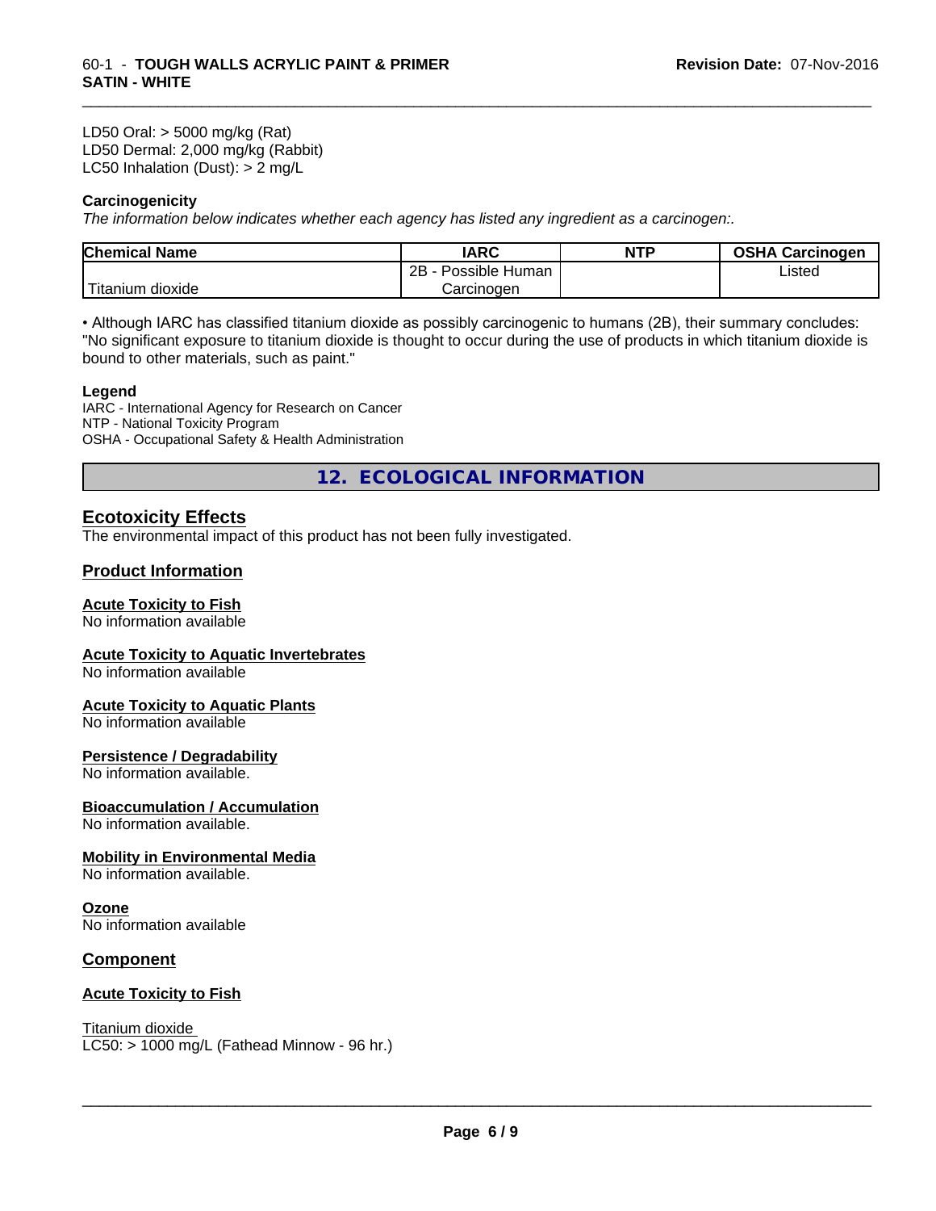LD50 Oral: > 5000 mg/kg (Rat)
LD50 Dermal: 2,000 mg/kg (Rabbit)
LC50 Inhalation (Dust): > 2 mg/L

**Carcinogenicity**

*The information below indicates whether each agency has listed any ingredient as a carcinogen:.*

| Chemical Name | IARC | NTP | OSHA Carcinogen |
|---|---|---|---|
| Titanium dioxide | 2B - Possible Human Carcinogen | | Listed |

• Although IARC has classified titanium dioxide as possibly carcinogenic to humans (2B), their summary concludes: "No significant exposure to titanium dioxide is thought to occur during the use of products in which titanium dioxide is bound to other materials, such as paint."

**Legend**

IARC - International Agency for Research on Cancer
NTP - National Toxicity Program
OSHA - Occupational Safety & Health Administration

## 12. ECOLOGICAL INFORMATION

### Ecotoxicity Effects

The environmental impact of this product has not been fully investigated.

### Product Information

**Acute Toxicity to Fish**
No information available

**Acute Toxicity to Aquatic Invertebrates**
No information available

**Acute Toxicity to Aquatic Plants**
No information available

**Persistence / Degradability**
No information available.

**Bioaccumulation / Accumulation**
No information available.

**Mobility in Environmental Media**
No information available.

**Ozone**
No information available

### Component

**Acute Toxicity to Fish**

Titanium dioxide
LC50: > 1000 mg/L (Fathead Minnow - 96 hr.)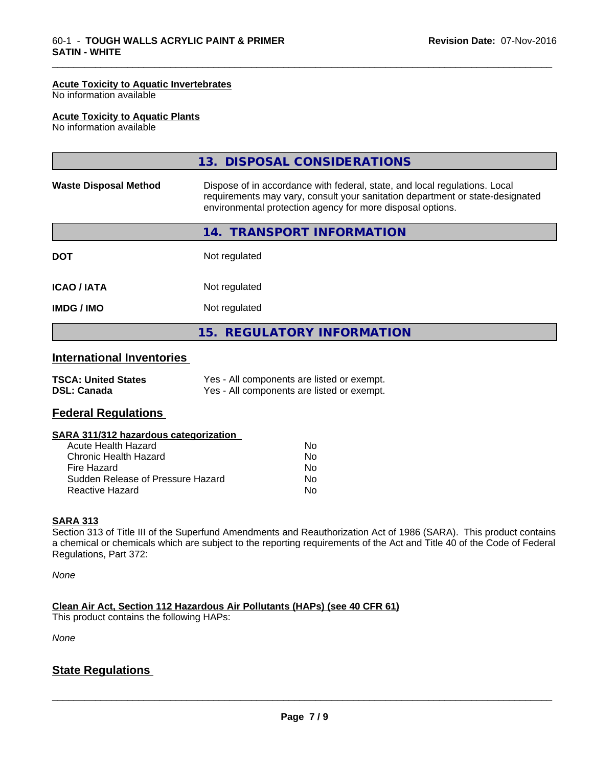#### Acute Toxicity to Aquatic Invertebrates
No information available

#### Acute Toxicity to Aquatic Plants
No information available

## 13. DISPOSAL CONSIDERATIONS

| | |
|---|---|
| **Waste Disposal Method** | Dispose of in accordance with federal, state, and local regulations. Local requirements may vary, consult your sanitation department or state-designated environmental protection agency for more disposal options. |

## 14. TRANSPORT INFORMATION

| | |
|---|---|
| **DOT** | Not regulated |
| **ICAO / IATA** | Not regulated |
| **IMDG / IMO** | Not regulated |

## 15. REGULATORY INFORMATION

### International Inventories

| | |
|---|---|
| **TSCA: United States** | Yes - All components are listed or exempt. |
| **DSL: Canada** | Yes - All components are listed or exempt. |

### Federal Regulations

#### SARA 311/312 hazardous categorization

| | |
|---|---|
| Acute Health Hazard | No |
| Chronic Health Hazard | No |
| Fire Hazard | No |
| Sudden Release of Pressure Hazard | No |
| Reactive Hazard | No |

#### SARA 313
Section 313 of Title III of the Superfund Amendments and Reauthorization Act of 1986 (SARA). This product contains a chemical or chemicals which are subject to the reporting requirements of the Act and Title 40 of the Code of Federal Regulations, Part 372:

*None*

#### Clean Air Act, Section 112 Hazardous Air Pollutants (HAPs) (see 40 CFR 61)
This product contains the following HAPs:

*None*

### State Regulations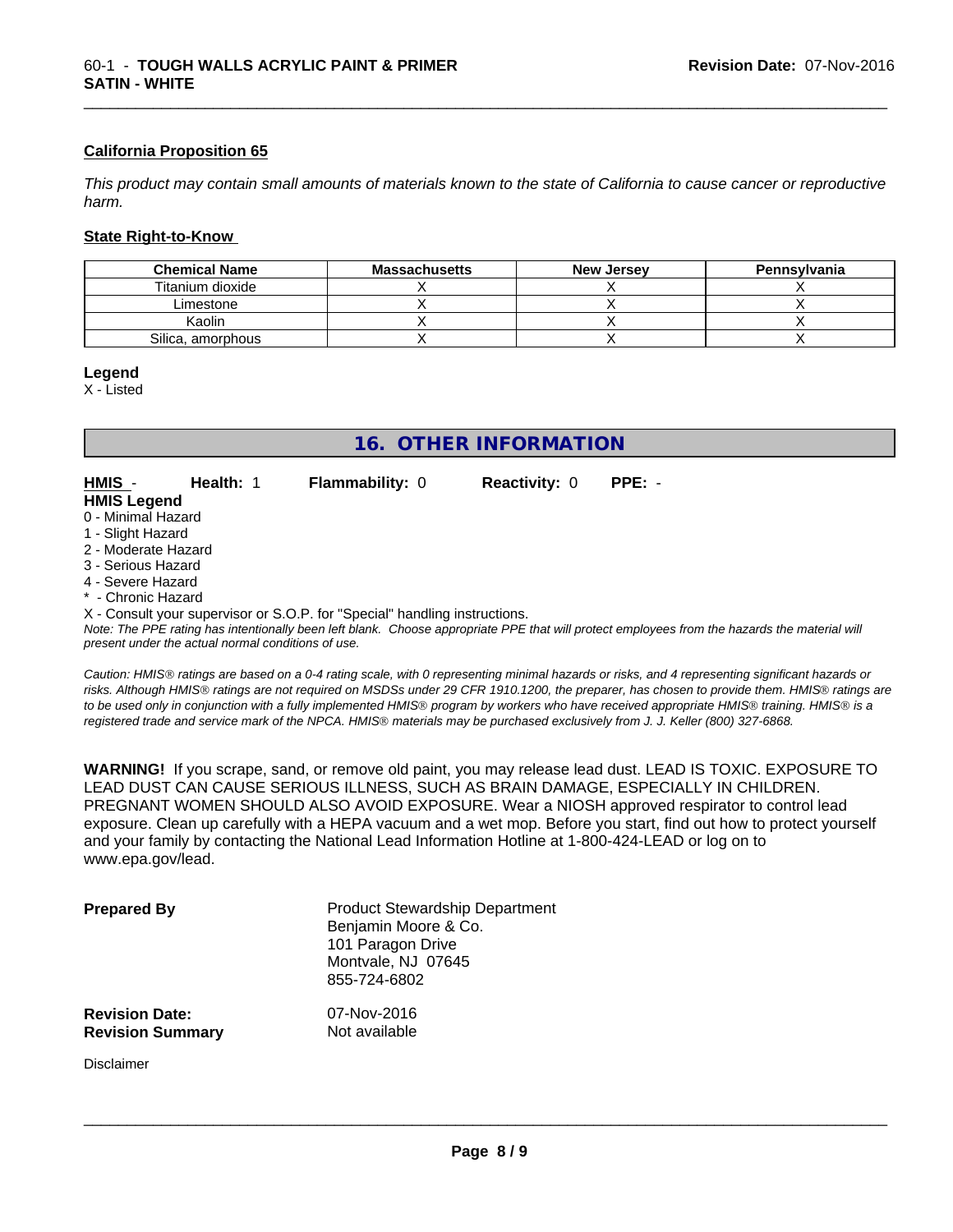### California Proposition 65

*This product may contain small amounts of materials known to the state of California to cause cancer or reproductive harm.*

### State Right-to-Know

| Chemical Name | Massachusetts | New Jersey | Pennsylvania |
|---|---|---|---|
| Titanium dioxide | X | X | X |
| Limestone | X | X | X |
| Kaolin | X | X | X |
| Silica, amorphous | X | X | X |

**Legend**

X - Listed

## 16. OTHER INFORMATION

**HMIS** - **Health:** 1 **Flammability:** 0 **Reactivity:** 0 **PPE:** -

**HMIS Legend**

0 - Minimal Hazard
1 - Slight Hazard
2 - Moderate Hazard
3 - Serious Hazard
4 - Severe Hazard
* - Chronic Hazard
X - Consult your supervisor or S.O.P. for "Special" handling instructions.

*Note: The PPE rating has intentionally been left blank. Choose appropriate PPE that will protect employees from the hazards the material will present under the actual normal conditions of use.*

*Caution: HMIS® ratings are based on a 0-4 rating scale, with 0 representing minimal hazards or risks, and 4 representing significant hazards or risks. Although HMIS® ratings are not required on MSDSs under 29 CFR 1910.1200, the preparer, has chosen to provide them. HMIS® ratings are to be used only in conjunction with a fully implemented HMIS® program by workers who have received appropriate HMIS® training. HMIS® is a registered trade and service mark of the NPCA. HMIS® materials may be purchased exclusively from J. J. Keller (800) 327-6868.*

**WARNING!** If you scrape, sand, or remove old paint, you may release lead dust. LEAD IS TOXIC. EXPOSURE TO LEAD DUST CAN CAUSE SERIOUS ILLNESS, SUCH AS BRAIN DAMAGE, ESPECIALLY IN CHILDREN. PREGNANT WOMEN SHOULD ALSO AVOID EXPOSURE. Wear a NIOSH approved respirator to control lead exposure. Clean up carefully with a HEPA vacuum and a wet mop. Before you start, find out how to protect yourself and your family by contacting the National Lead Information Hotline at 1-800-424-LEAD or log on to www.epa.gov/lead.

**Prepared By** Product Stewardship Department
Benjamin Moore & Co.
101 Paragon Drive
Montvale, NJ 07645
855-724-6802

**Revision Date:** 07-Nov-2016
**Revision Summary** Not available

Disclaimer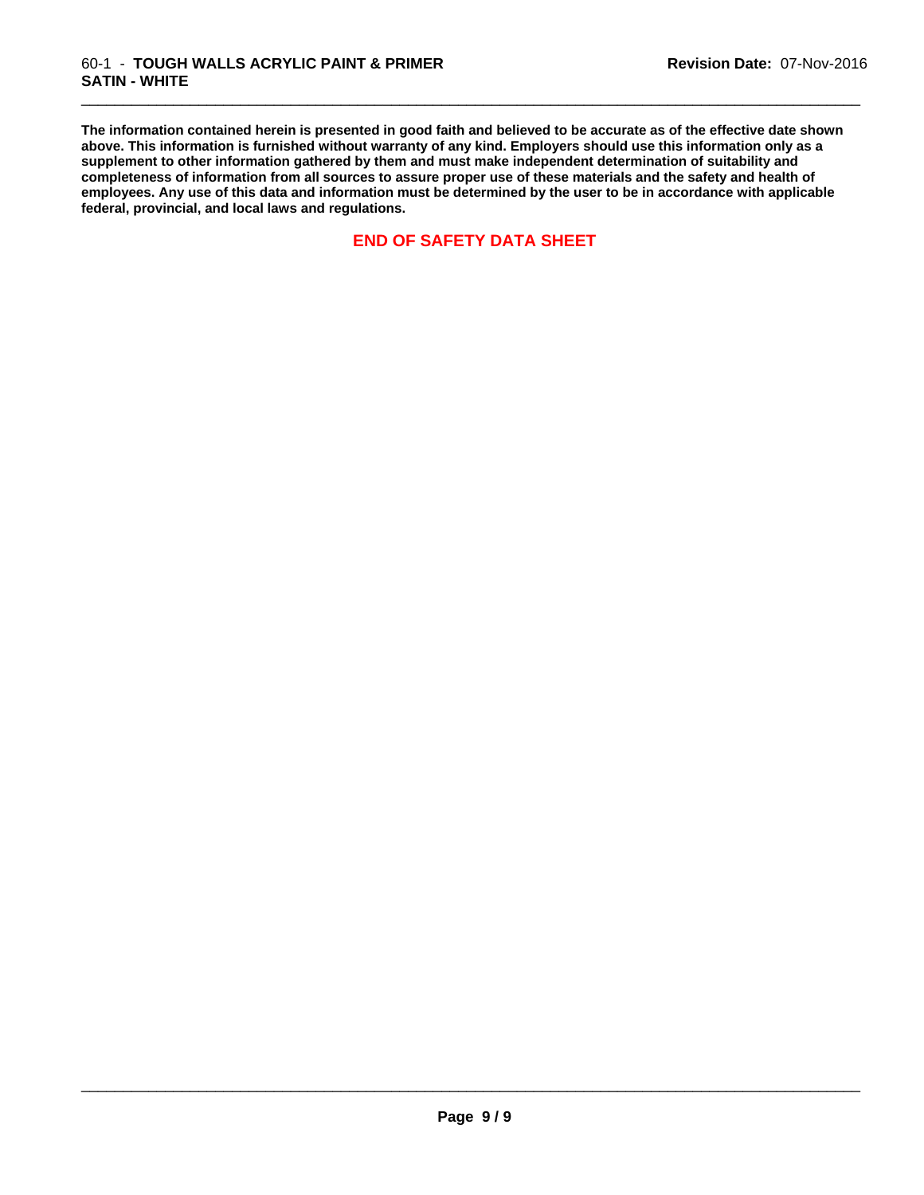**The information contained herein is presented in good faith and believed to be accurate as of the effective date shown above. This information is furnished without warranty of any kind. Employers should use this information only as a supplement to other information gathered by them and must make independent determination of suitability and completeness of information from all sources to assure proper use of these materials and the safety and health of employees. Any use of this data and information must be determined by the user to be in accordance with applicable federal, provincial, and local laws and regulations.**

**END OF SAFETY DATA SHEET**